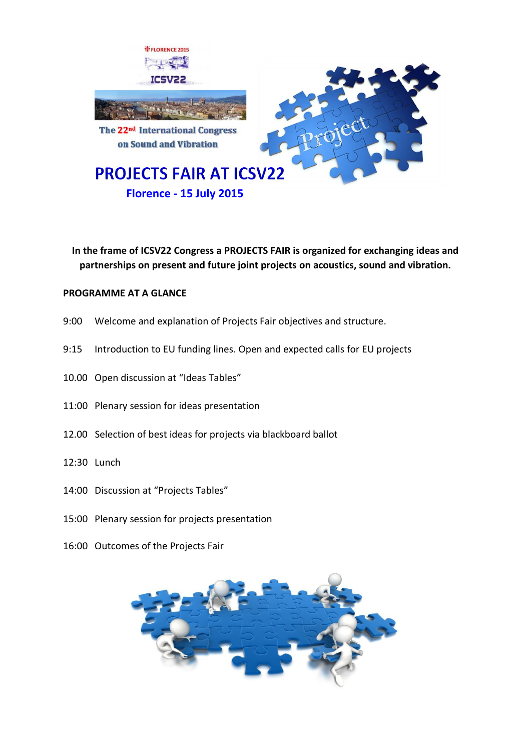FLORENCE 2015

ICSV22

The 22nd International Congress on Sound and Vibration

# PROJECTS FAIR AT ICSV22

## Florence - 15 July 2015

**In the frame of ICSV22 Congress a PROJECTS FAIR is organized for exchanging ideas and partnerships on present and future joint projects on acoustics, sound and vibration.**

**PROGRAMME AT A GLANCE**

9:00 Welcome and explanation of Projects Fair objectives and structure.

9:15 Introduction to EU funding lines. Open and expected calls for EU projects

10.00 Open discussion at "Ideas Tables"

11:00 Plenary session for ideas presentation

12.00 Selection of best ideas for projects via blackboard ballot

12:30 Lunch

14:00 Discussion at "Projects Tables"

15:00 Plenary session for projects presentation

16:00 Outcomes of the Projects Fair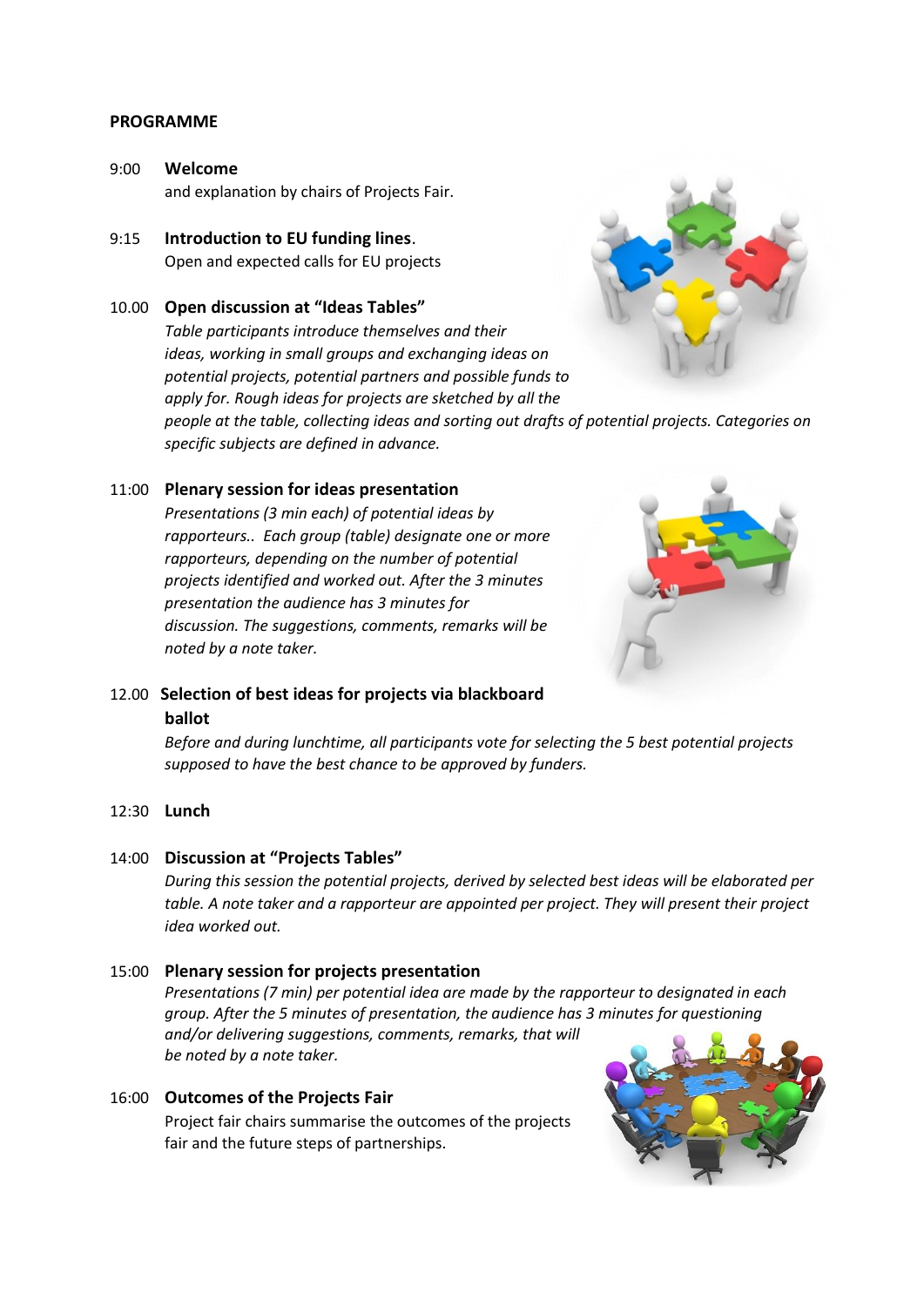**PROGRAMME**

9:00 **Welcome**
and explanation by chairs of Projects Fair.

9:15 **Introduction to EU funding lines**.
Open and expected calls for EU projects

10.00 **Open discussion at "Ideas Tables"**
*Table participants introduce themselves and their ideas, working in small groups and exchanging ideas on potential projects, potential partners and possible funds to apply for. Rough ideas for projects are sketched by all the people at the table, collecting ideas and sorting out drafts of potential projects. Categories on specific subjects are defined in advance.*

11:00 **Plenary session for ideas presentation**
*Presentations (3 min each) of potential ideas by rapporteurs.. Each group (table) designate one or more rapporteurs, depending on the number of potential projects identified and worked out. After the 3 minutes presentation the audience has 3 minutes for discussion. The suggestions, comments, remarks will be noted by a note taker.*

12.00 **Selection of best ideas for projects via blackboard ballot**
*Before and during lunchtime, all participants vote for selecting the 5 best potential projects supposed to have the best chance to be approved by funders.*

12:30 **Lunch**

14:00 **Discussion at "Projects Tables"**
*During this session the potential projects, derived by selected best ideas will be elaborated per table. A note taker and a rapporteur are appointed per project. They will present their project idea worked out.*

15:00 **Plenary session for projects presentation**
*Presentations (7 min) per potential idea are made by the rapporteur to designated in each group. After the 5 minutes of presentation, the audience has 3 minutes for questioning and/or delivering suggestions, comments, remarks, that will be noted by a note taker.*

16:00 **Outcomes of the Projects Fair**
Project fair chairs summarise the outcomes of the projects fair and the future steps of partnerships.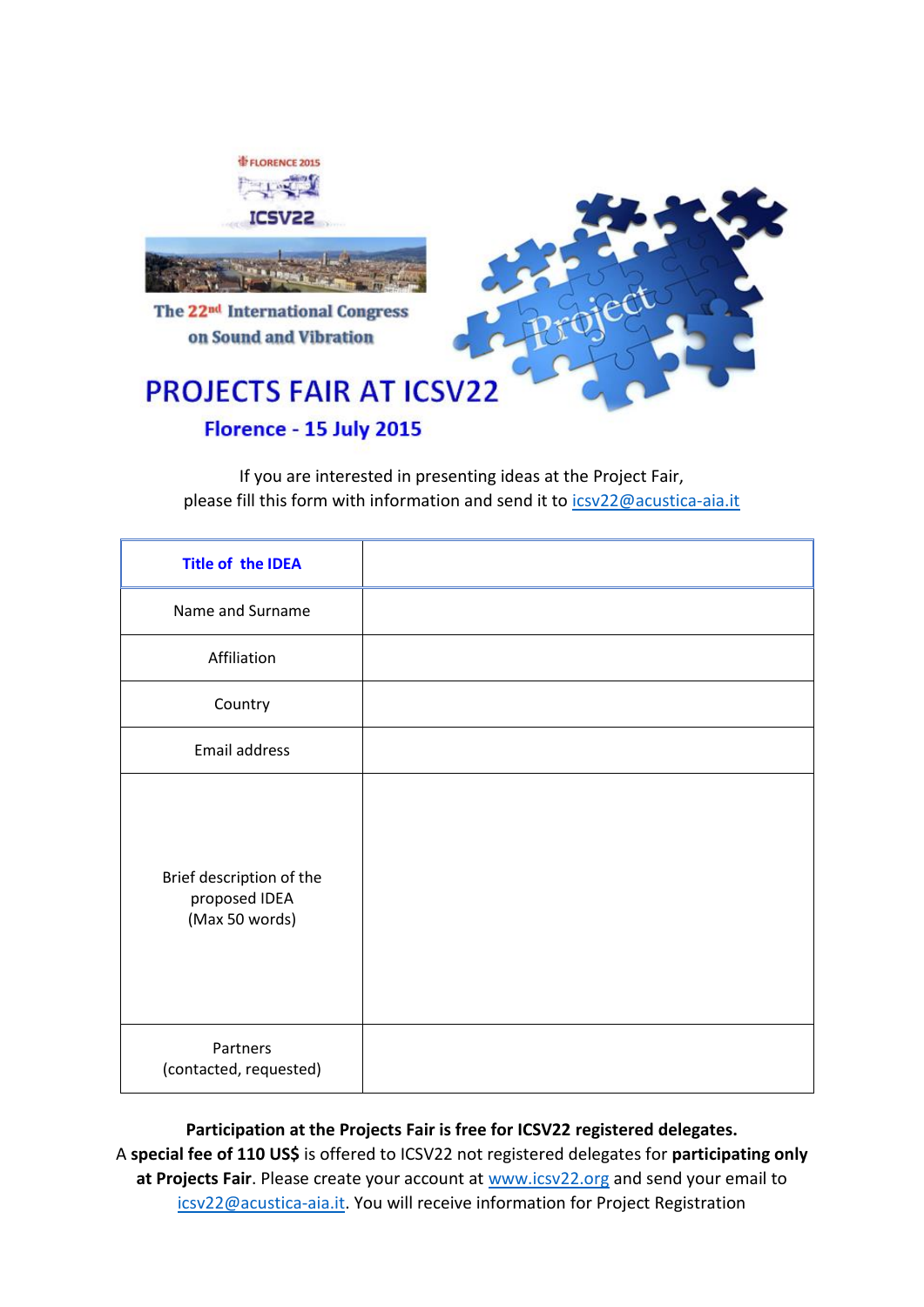FLORENCE 2015

ICSV22

The 22nd International Congress on Sound and Vibration

# PROJECTS FAIR AT ICSV22

## Florence - 15 July 2015

If you are interested in presenting ideas at the Project Fair, please fill this form with information and send it to icsv22@acustica-aia.it

| Title of the IDEA | |
|---|---|
| Name and Surname | |
| Affiliation | |
| Country | |
| Email address | |
| Brief description of the proposed IDEA (Max 50 words) | |
| Partners (contacted, requested) | |

**Participation at the Projects Fair is free for ICSV22 registered delegates.**
A **special fee of 110 US$** is offered to ICSV22 not registered delegates for **participating only at Projects Fair**. Please create your account at www.icsv22.org and send your email to icsv22@acustica-aia.it. You will receive information for Project Registration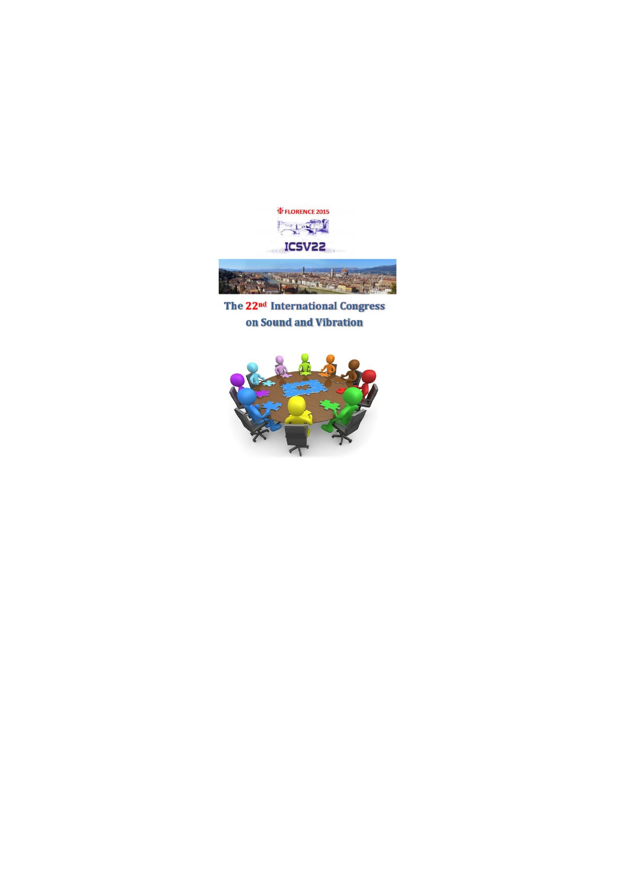FLORENCE 2015

ICSV22

The 22nd International Congress on Sound and Vibration